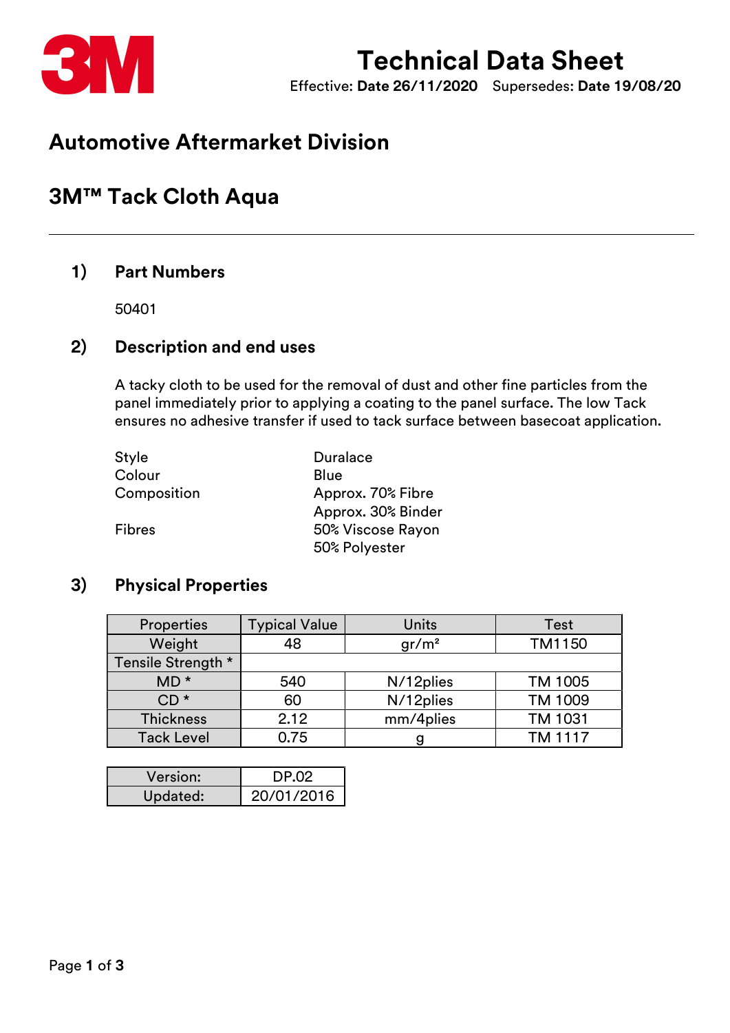# Technical Data Sheet

Effective: **Date 26/11/2020** Supersedes: **Date 19/08/20**

## Automotive Aftermarket Division

## 3M™ Tack Cloth Aqua

### 1) Part Numbers

50401

### 2) Description and end uses

A tacky cloth to be used for the removal of dust and other fine particles from the panel immediately prior to applying a coating to the panel surface. The low Tack ensures no adhesive transfer if used to tack surface between basecoat application.

| | |
|---|---|
| Style | Duralace |
| Colour | Blue |
| Composition | Approx. 70% Fibre<br>Approx. 30% Binder |
| Fibres | 50% Viscose Rayon<br>50% Polyester |

### 3) Physical Properties

| Properties | Typical Value | Units | Test |
|---|---|---|---|
| Weight | 48 | gr/m² | TM1150 |
| Tensile Strength * | | | |
| MD * | 540 | N/12plies | TM 1005 |
| CD * | 60 | N/12plies | TM 1009 |
| Thickness | 2.12 | mm/4plies | TM 1031 |
| Tack Level | 0.75 | g | TM 1117 |

| | |
|---|---|
| Version: | DP.02 |
| Updated: | 20/01/2016 |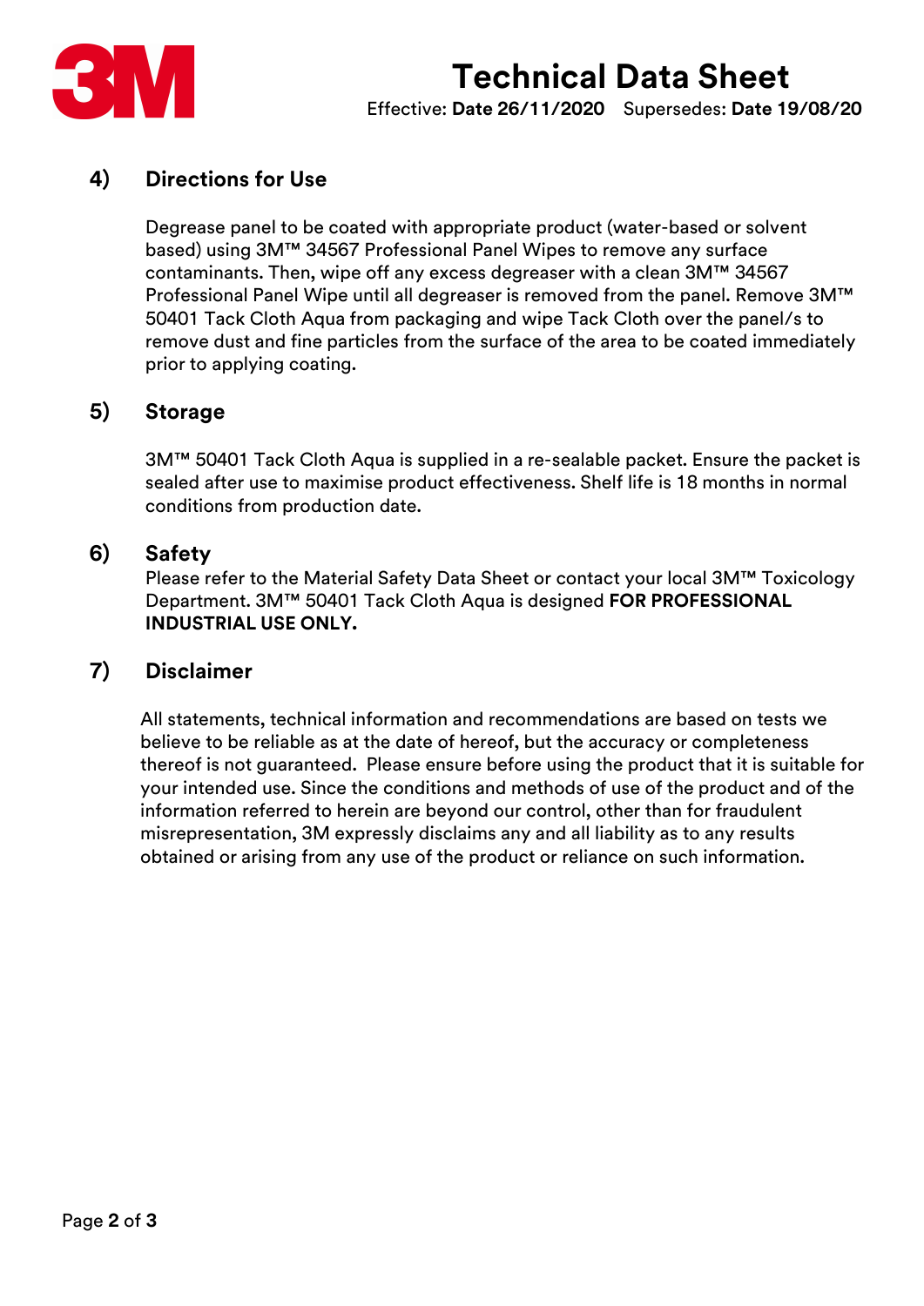## 4) Directions for Use

Degrease panel to be coated with appropriate product (water-based or solvent based) using 3M™ 34567 Professional Panel Wipes to remove any surface contaminants. Then, wipe off any excess degreaser with a clean 3M™ 34567 Professional Panel Wipe until all degreaser is removed from the panel. Remove 3M™ 50401 Tack Cloth Aqua from packaging and wipe Tack Cloth over the panel/s to remove dust and fine particles from the surface of the area to be coated immediately prior to applying coating.

## 5) Storage

3M™ 50401 Tack Cloth Aqua is supplied in a re-sealable packet. Ensure the packet is sealed after use to maximise product effectiveness. Shelf life is 18 months in normal conditions from production date.

## 6) Safety

Please refer to the Material Safety Data Sheet or contact your local 3M™ Toxicology Department. 3M™ 50401 Tack Cloth Aqua is designed **FOR PROFESSIONAL INDUSTRIAL USE ONLY.**

## 7) Disclaimer

All statements, technical information and recommendations are based on tests we believe to be reliable as at the date of hereof, but the accuracy or completeness thereof is not guaranteed. Please ensure before using the product that it is suitable for your intended use. Since the conditions and methods of use of the product and of the information referred to herein are beyond our control, other than for fraudulent misrepresentation, 3M expressly disclaims any and all liability as to any results obtained or arising from any use of the product or reliance on such information.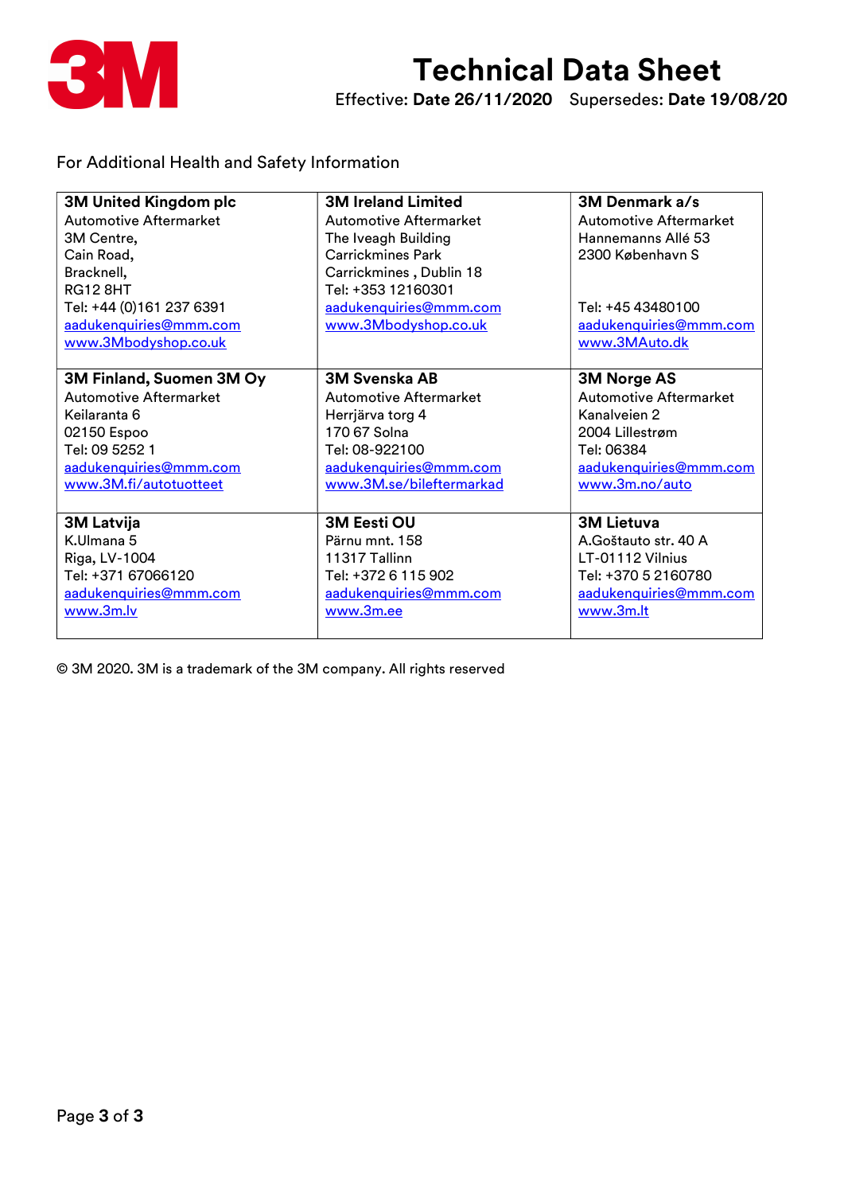# Technical Data Sheet

Effective: **Date 26/11/2020** Supersedes: **Date 19/08/20**

For Additional Health and Safety Information

| | | |
|---|---|---|
| **3M United Kingdom plc**<br>Automotive Aftermarket<br>3M Centre,<br>Cain Road,<br>Bracknell,<br>RG12 8HT<br>Tel: +44 (0)161 237 6391<br>aadukenquiries@mmm.com<br>www.3Mbodyshop.co.uk | **3M Ireland Limited**<br>Automotive Aftermarket<br>The Iveagh Building<br>Carrickmines Park<br>Carrickmines , Dublin 18<br>Tel: +353 12160301<br>aadukenquiries@mmm.com<br>www.3Mbodyshop.co.uk | **3M Denmark a/s**<br>Automotive Aftermarket<br>Hannemanns Allé 53<br>2300 København S<br><br>Tel: +45 43480100<br>aadukenquiries@mmm.com<br>www.3MAuto.dk |
| **3M Finland, Suomen 3M Oy**<br>Automotive Aftermarket<br>Keilaranta 6<br>02150 Espoo<br>Tel: 09 5252 1<br>aadukenquiries@mmm.com<br>www.3M.fi/autotuotteet | **3M Svenska AB**<br>Automotive Aftermarket<br>Herrjärva torg 4<br>170 67 Solna<br>Tel: 08-922100<br>aadukenquiries@mmm.com<br>www.3M.se/bileftermarkad | **3M Norge AS**<br>Automotive Aftermarket<br>Kanalveien 2<br>2004 Lillestrøm<br>Tel: 06384<br>aadukenquiries@mmm.com<br>www.3m.no/auto |
| **3M Latvija**<br>K.Ulmana 5<br>Riga, LV-1004<br>Tel: +371 67066120<br>aadukenquiries@mmm.com<br>www.3m.lv | **3M Eesti OU**<br>Pärnu mnt. 158<br>11317 Tallinn<br>Tel: +372 6 115 902<br>aadukenquiries@mmm.com<br>www.3m.ee | **3M Lietuva**<br>A.Goštauto str. 40 A<br>LT-01112 Vilnius<br>Tel: +370 5 2160780<br>aadukenquiries@mmm.com<br>www.3m.lt |

© 3M 2020. 3M is a trademark of the 3M company. All rights reserved